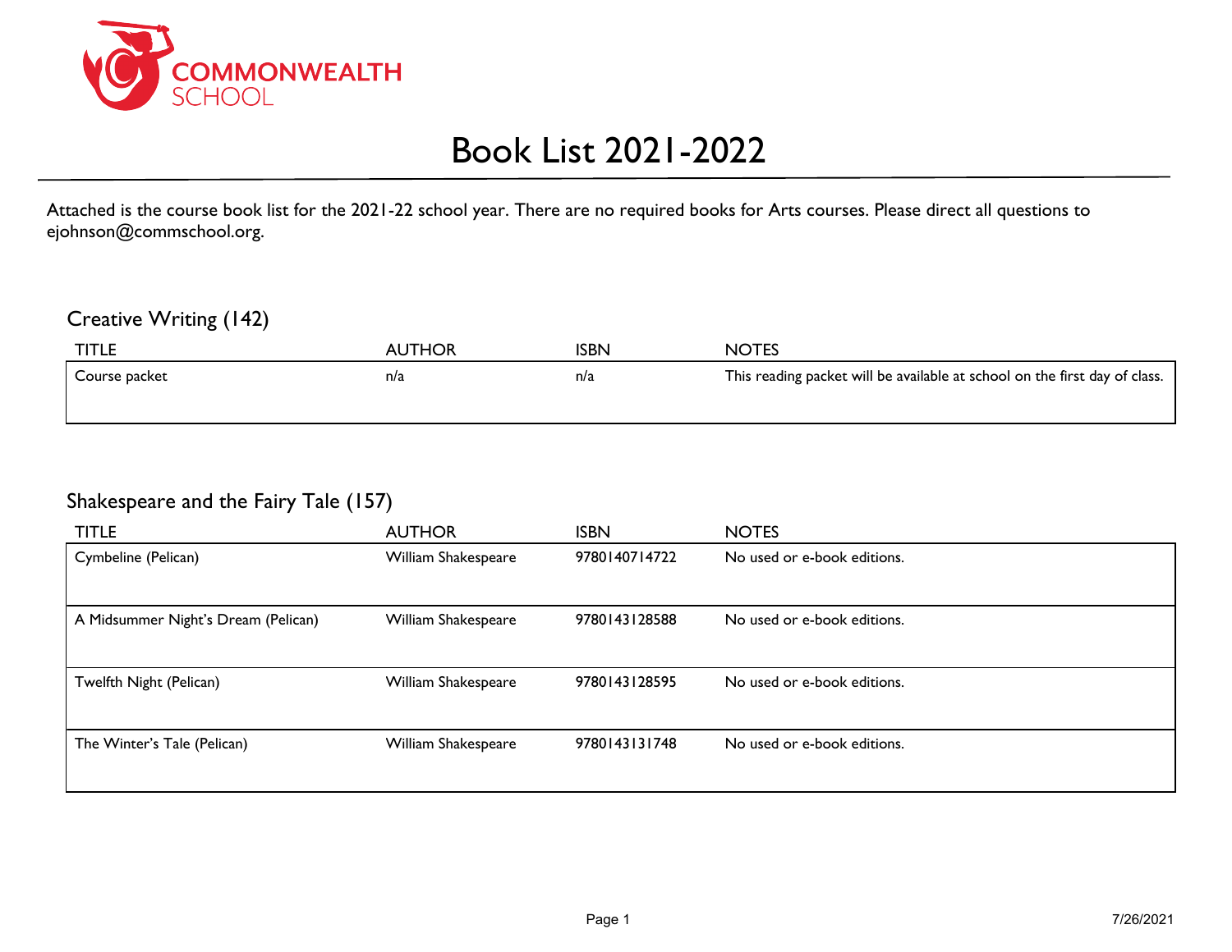COMMONWEALTH SCHOOL

# Book List 2021-2022

Attached is the course book list for the 2021-22 school year. There are no required books for Arts courses. Please direct all questions to ejohnson@commschool.org.

## Creative Writing (142)

| TITLE | AUTHOR | ISBN | NOTES |
| --- | --- | --- | --- |
| Course packet | n/a | n/a | This reading packet will be available at school on the first day of class. |

## Shakespeare and the Fairy Tale (157)

| TITLE | AUTHOR | ISBN | NOTES |
| --- | --- | --- | --- |
| Cymbeline (Pelican) | William Shakespeare | 9780140714722 | No used or e-book editions. |
| A Midsummer Night's Dream (Pelican) | William Shakespeare | 9780143128588 | No used or e-book editions. |
| Twelfth Night (Pelican) | William Shakespeare | 9780143128595 | No used or e-book editions. |
| The Winter's Tale (Pelican) | William Shakespeare | 9780143131748 | No used or e-book editions. |

7/26/2021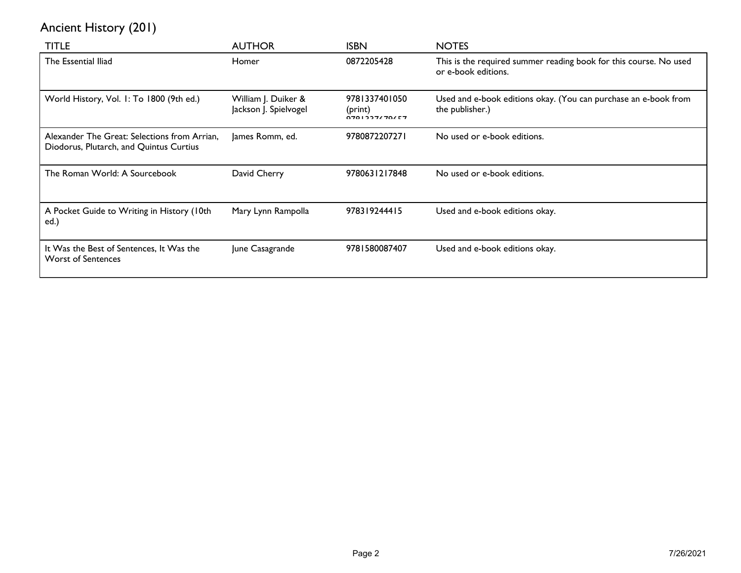# Ancient History (201)

| TITLE | AUTHOR | ISBN | NOTES |
|---|---|---|---|
| The Essential Iliad | Homer | 0872205428 | This is the required summer reading book for this course. No used or e-book editions. |
| World History, Vol. 1: To 1800 (9th ed.) | William J. Duiker & Jackson J. Spielvogel | 9781337401050 (print) 9781337679657 | Used and e-book editions okay. (You can purchase an e-book from the publisher.) |
| Alexander The Great: Selections from Arrian, Diodorus, Plutarch, and Quintus Curtius | James Romm, ed. | 9780872207271 | No used or e-book editions. |
| The Roman World: A Sourcebook | David Cherry | 9780631217848 | No used or e-book editions. |
| A Pocket Guide to Writing in History (10th ed.) | Mary Lynn Rampolla | 978319244415 | Used and e-book editions okay. |
| It Was the Best of Sentences, It Was the Worst of Sentences | June Casagrande | 9781580087407 | Used and e-book editions okay. |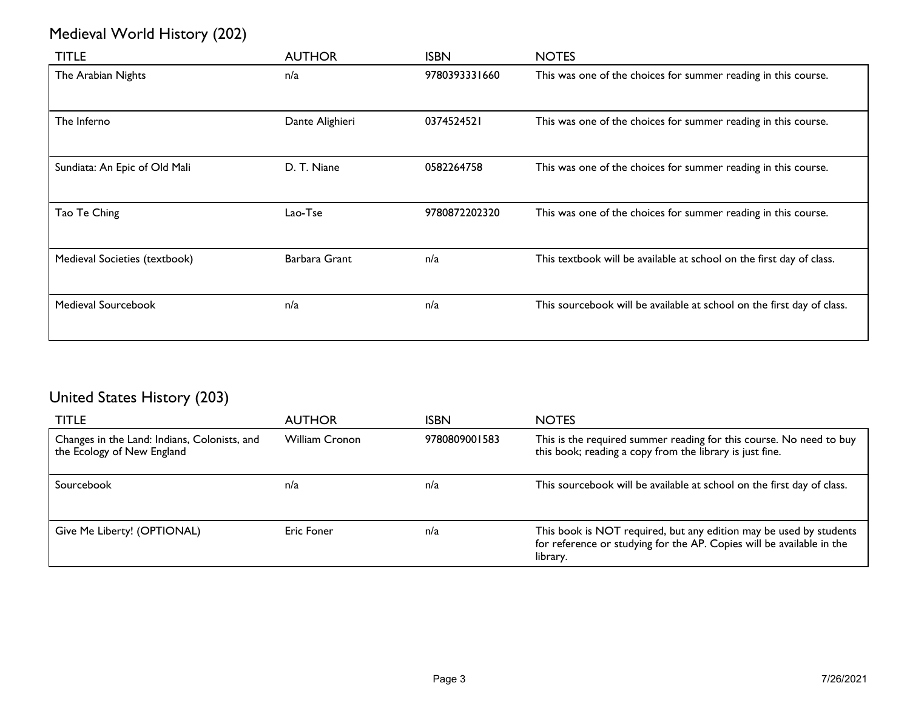## Medieval World History (202)

| TITLE | AUTHOR | ISBN | NOTES |
|---|---|---|---|
| The Arabian Nights | n/a | 9780393331660 | This was one of the choices for summer reading in this course. |
| The Inferno | Dante Alighieri | 0374524521 | This was one of the choices for summer reading in this course. |
| Sundiata: An Epic of Old Mali | D. T. Niane | 0582264758 | This was one of the choices for summer reading in this course. |
| Tao Te Ching | Lao-Tse | 9780872202320 | This was one of the choices for summer reading in this course. |
| Medieval Societies (textbook) | Barbara Grant | n/a | This textbook will be available at school on the first day of class. |
| Medieval Sourcebook | n/a | n/a | This sourcebook will be available at school on the first day of class. |

## United States History (203)

| TITLE | AUTHOR | ISBN | NOTES |
|---|---|---|---|
| Changes in the Land: Indians, Colonists, and the Ecology of New England | William Cronon | 9780809001583 | This is the required summer reading for this course. No need to buy this book; reading a copy from the library is just fine. |
| Sourcebook | n/a | n/a | This sourcebook will be available at school on the first day of class. |
| Give Me Liberty! (OPTIONAL) | Eric Foner | n/a | This book is NOT required, but any edition may be used by students for reference or studying for the AP. Copies will be available in the library. |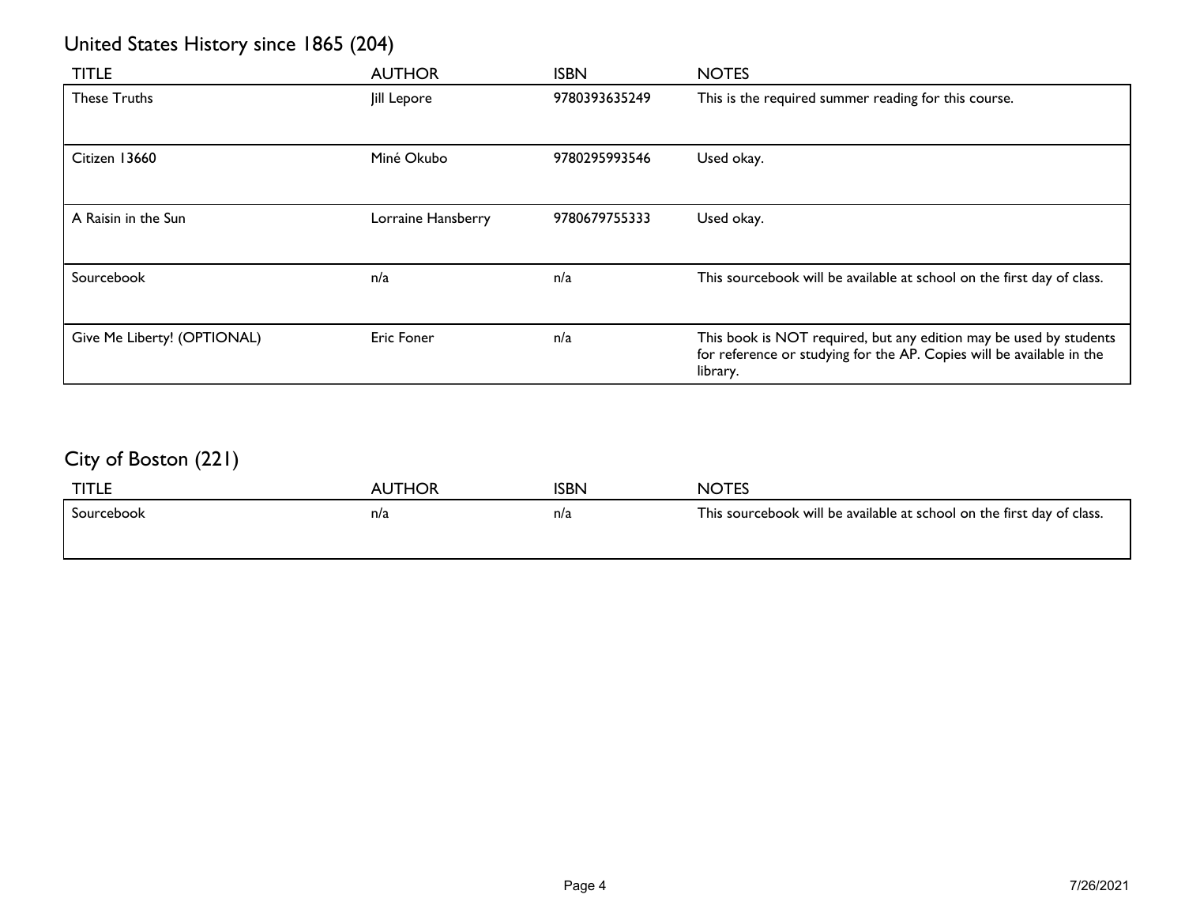## United States History since 1865 (204)

| TITLE | AUTHOR | ISBN | NOTES |
|---|---|---|---|
| These Truths | Jill Lepore | 9780393635249 | This is the required summer reading for this course. |
| Citizen 13660 | Miné Okubo | 9780295993546 | Used okay. |
| A Raisin in the Sun | Lorraine Hansberry | 9780679755333 | Used okay. |
| Sourcebook | n/a | n/a | This sourcebook will be available at school on the first day of class. |
| Give Me Liberty! (OPTIONAL) | Eric Foner | n/a | This book is NOT required, but any edition may be used by students for reference or studying for the AP. Copies will be available in the library. |

## City of Boston (221)

| TITLE | AUTHOR | ISBN | NOTES |
|---|---|---|---|
| Sourcebook | n/a | n/a | This sourcebook will be available at school on the first day of class. |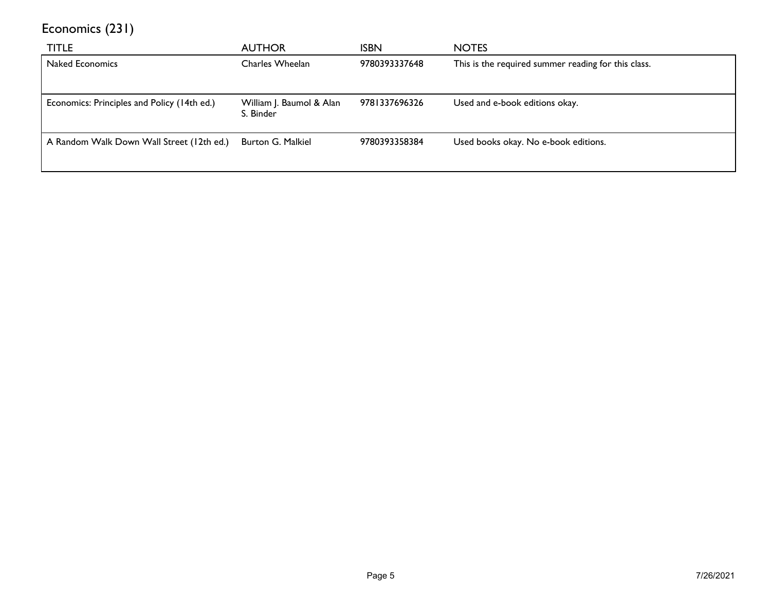## Economics (231)

| TITLE | AUTHOR | ISBN | NOTES |
|---|---|---|---|
| Naked Economics | Charles Wheelan | 9780393337648 | This is the required summer reading for this class. |
| Economics: Principles and Policy (14th ed.) | William J. Baumol & Alan S. Binder | 9781337696326 | Used and e-book editions okay. |
| A Random Walk Down Wall Street (12th ed.) | Burton G. Malkiel | 9780393358384 | Used books okay. No e-book editions. |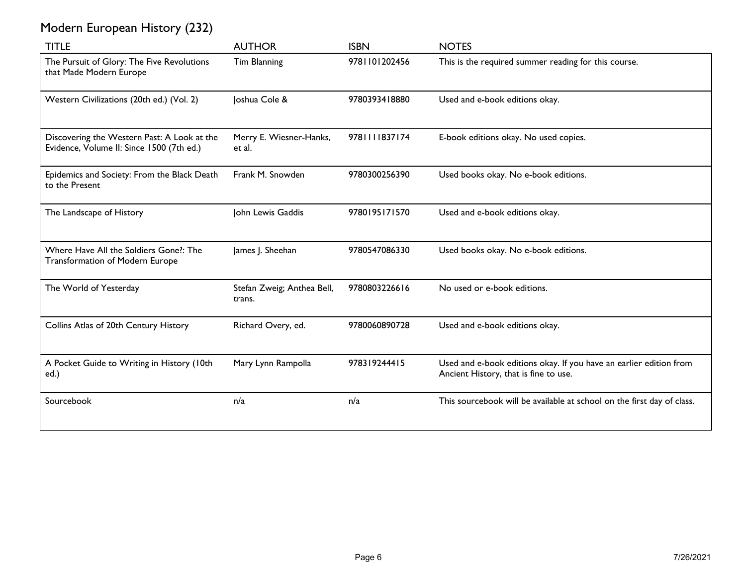## Modern European History (232)

| TITLE | AUTHOR | ISBN | NOTES |
| --- | --- | --- | --- |
| The Pursuit of Glory: The Five Revolutions that Made Modern Europe | Tim Blanning | 9781101202456 | This is the required summer reading for this course. |
| Western Civilizations (20th ed.) (Vol. 2) | Joshua Cole & | 9780393418880 | Used and e-book editions okay. |
| Discovering the Western Past: A Look at the Evidence, Volume II: Since 1500 (7th ed.) | Merry E. Wiesner-Hanks, et al. | 9781111837174 | E-book editions okay. No used copies. |
| Epidemics and Society: From the Black Death to the Present | Frank M. Snowden | 9780300256390 | Used books okay. No e-book editions. |
| The Landscape of History | John Lewis Gaddis | 9780195171570 | Used and e-book editions okay. |
| Where Have All the Soldiers Gone?: The Transformation of Modern Europe | James J. Sheehan | 9780547086330 | Used books okay. No e-book editions. |
| The World of Yesterday | Stefan Zweig; Anthea Bell, trans. | 9780803226616 | No used or e-book editions. |
| Collins Atlas of 20th Century History | Richard Overy, ed. | 9780060890728 | Used and e-book editions okay. |
| A Pocket Guide to Writing in History (10th ed.) | Mary Lynn Rampolla | 978319244415 | Used and e-book editions okay. If you have an earlier edition from Ancient History, that is fine to use. |
| Sourcebook | n/a | n/a | This sourcebook will be available at school on the first day of class. |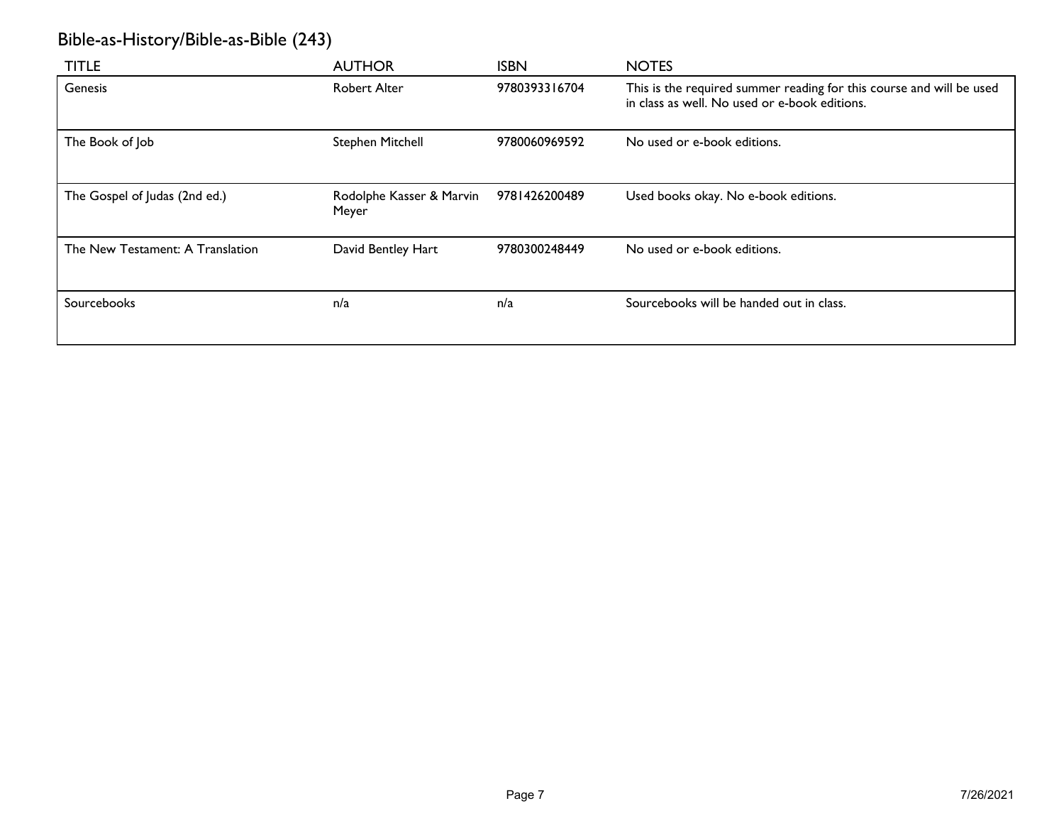## Bible-as-History/Bible-as-Bible (243)

| TITLE | AUTHOR | ISBN | NOTES |
| --- | --- | --- | --- |
| Genesis | Robert Alter | 9780393316704 | This is the required summer reading for this course and will be used in class as well. No used or e-book editions. |
| The Book of Job | Stephen Mitchell | 9780060969592 | No used or e-book editions. |
| The Gospel of Judas (2nd ed.) | Rodolphe Kasser & Marvin Meyer | 9781426200489 | Used books okay. No e-book editions. |
| The New Testament: A Translation | David Bentley Hart | 9780300248449 | No used or e-book editions. |
| Sourcebooks | n/a | n/a | Sourcebooks will be handed out in class. |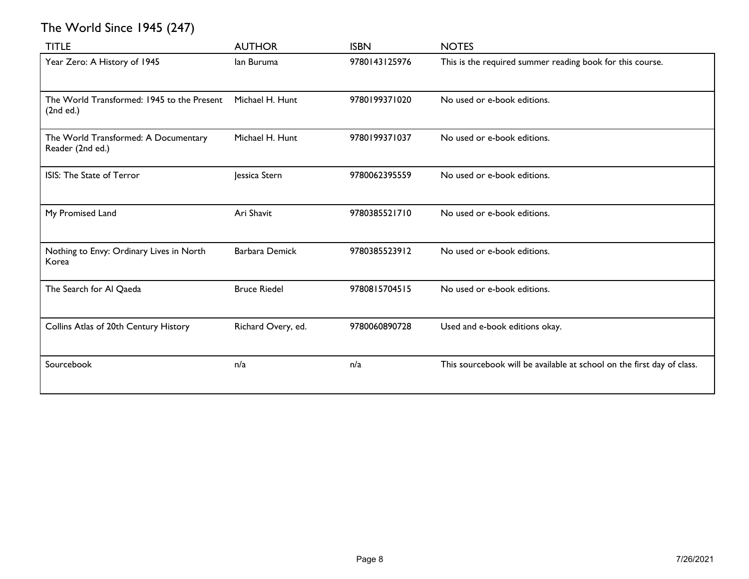## The World Since 1945 (247)

| TITLE | AUTHOR | ISBN | NOTES |
| --- | --- | --- | --- |
| Year Zero: A History of 1945 | Ian Buruma | 9780143125976 | This is the required summer reading book for this course. |
| The World Transformed: 1945 to the Present (2nd ed.) | Michael H. Hunt | 9780199371020 | No used or e-book editions. |
| The World Transformed: A Documentary Reader (2nd ed.) | Michael H. Hunt | 9780199371037 | No used or e-book editions. |
| ISIS: The State of Terror | Jessica Stern | 9780062395559 | No used or e-book editions. |
| My Promised Land | Ari Shavit | 9780385521710 | No used or e-book editions. |
| Nothing to Envy: Ordinary Lives in North Korea | Barbara Demick | 9780385523912 | No used or e-book editions. |
| The Search for Al Qaeda | Bruce Riedel | 9780815704515 | No used or e-book editions. |
| Collins Atlas of 20th Century History | Richard Overy, ed. | 9780060890728 | Used and e-book editions okay. |
| Sourcebook | n/a | n/a | This sourcebook will be available at school on the first day of class. |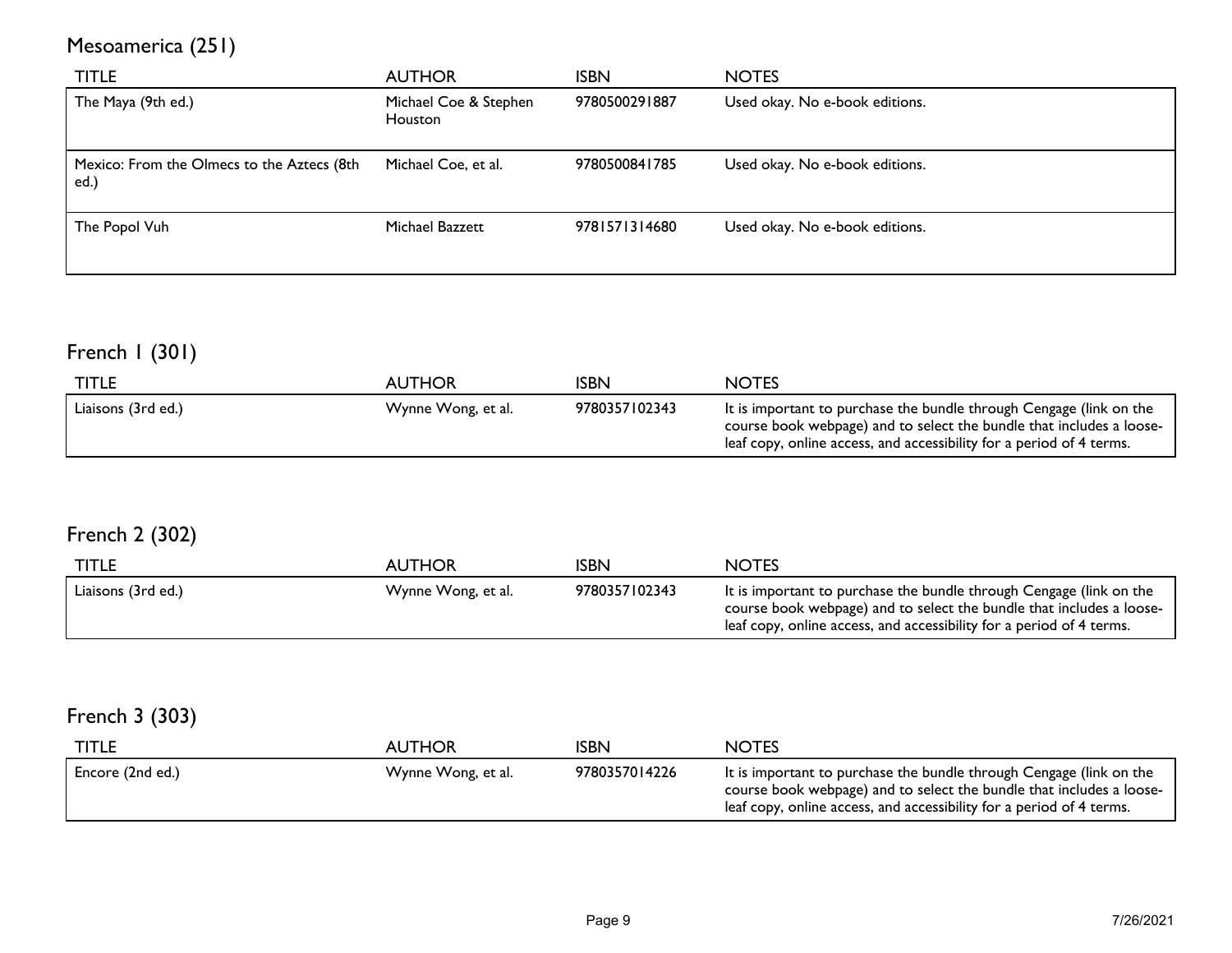## Mesoamerica (251)

| TITLE | AUTHOR | ISBN | NOTES |
|---|---|---|---|
| The Maya (9th ed.) | Michael Coe & Stephen Houston | 9780500291887 | Used okay. No e-book editions. |
| Mexico: From the Olmecs to the Aztecs (8th ed.) | Michael Coe, et al. | 9780500841785 | Used okay. No e-book editions. |
| The Popol Vuh | Michael Bazzett | 9781571314680 | Used okay. No e-book editions. |

## French 1 (301)

| TITLE | AUTHOR | ISBN | NOTES |
|---|---|---|---|
| Liaisons (3rd ed.) | Wynne Wong, et al. | 9780357102343 | It is important to purchase the bundle through Cengage (link on the course book webpage) and to select the bundle that includes a loose-leaf copy, online access, and accessibility for a period of 4 terms. |

## French 2 (302)

| TITLE | AUTHOR | ISBN | NOTES |
|---|---|---|---|
| Liaisons (3rd ed.) | Wynne Wong, et al. | 9780357102343 | It is important to purchase the bundle through Cengage (link on the course book webpage) and to select the bundle that includes a loose-leaf copy, online access, and accessibility for a period of 4 terms. |

## French 3 (303)

| TITLE | AUTHOR | ISBN | NOTES |
|---|---|---|---|
| Encore (2nd ed.) | Wynne Wong, et al. | 9780357014226 | It is important to purchase the bundle through Cengage (link on the course book webpage) and to select the bundle that includes a loose-leaf copy, online access, and accessibility for a period of 4 terms. |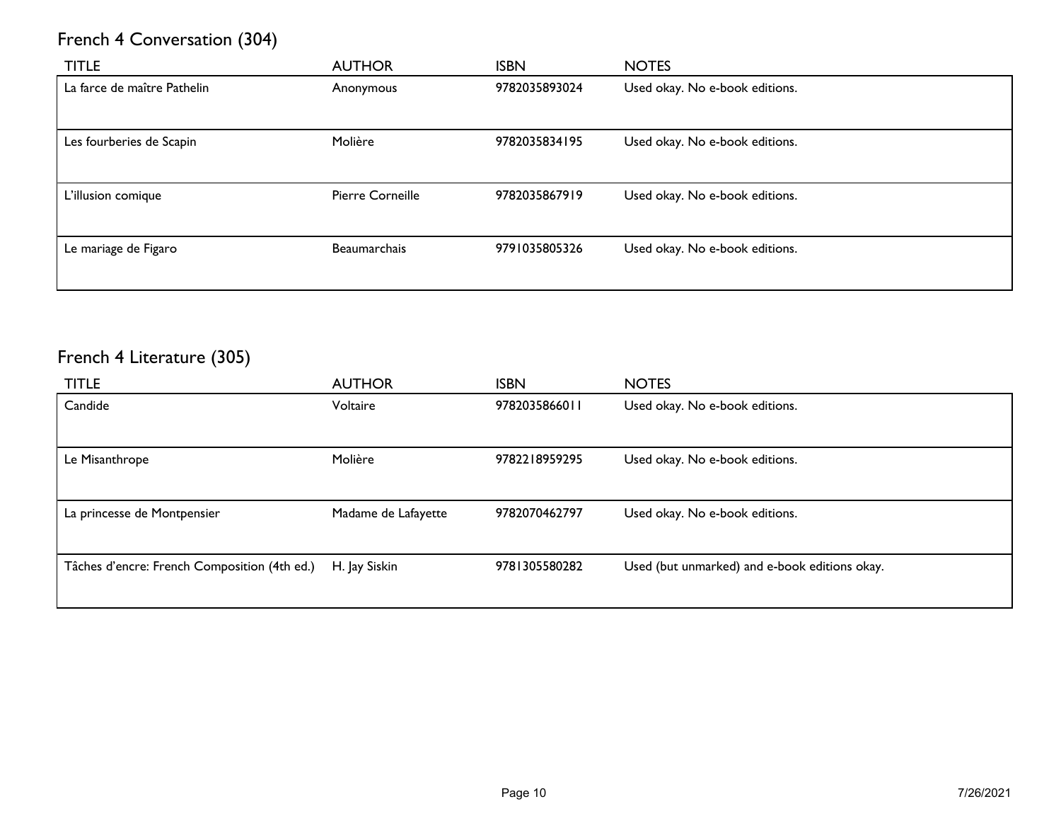## French 4 Conversation (304)

| TITLE | AUTHOR | ISBN | NOTES |
|---|---|---|---|
| La farce de maître Pathelin | Anonymous | 9782035893024 | Used okay. No e-book editions. |
| Les fourberies de Scapin | Molière | 9782035834195 | Used okay. No e-book editions. |
| L'illusion comique | Pierre Corneille | 9782035867919 | Used okay. No e-book editions. |
| Le mariage de Figaro | Beaumarchais | 9791035805326 | Used okay. No e-book editions. |

## French 4 Literature (305)

| TITLE | AUTHOR | ISBN | NOTES |
|---|---|---|---|
| Candide | Voltaire | 9782035866011 | Used okay. No e-book editions. |
| Le Misanthrope | Molière | 9782218959295 | Used okay. No e-book editions. |
| La princesse de Montpensier | Madame de Lafayette | 9782070462797 | Used okay. No e-book editions. |
| Tâches d'encre: French Composition (4th ed.) | H. Jay Siskin | 9781305580282 | Used (but unmarked) and e-book editions okay. |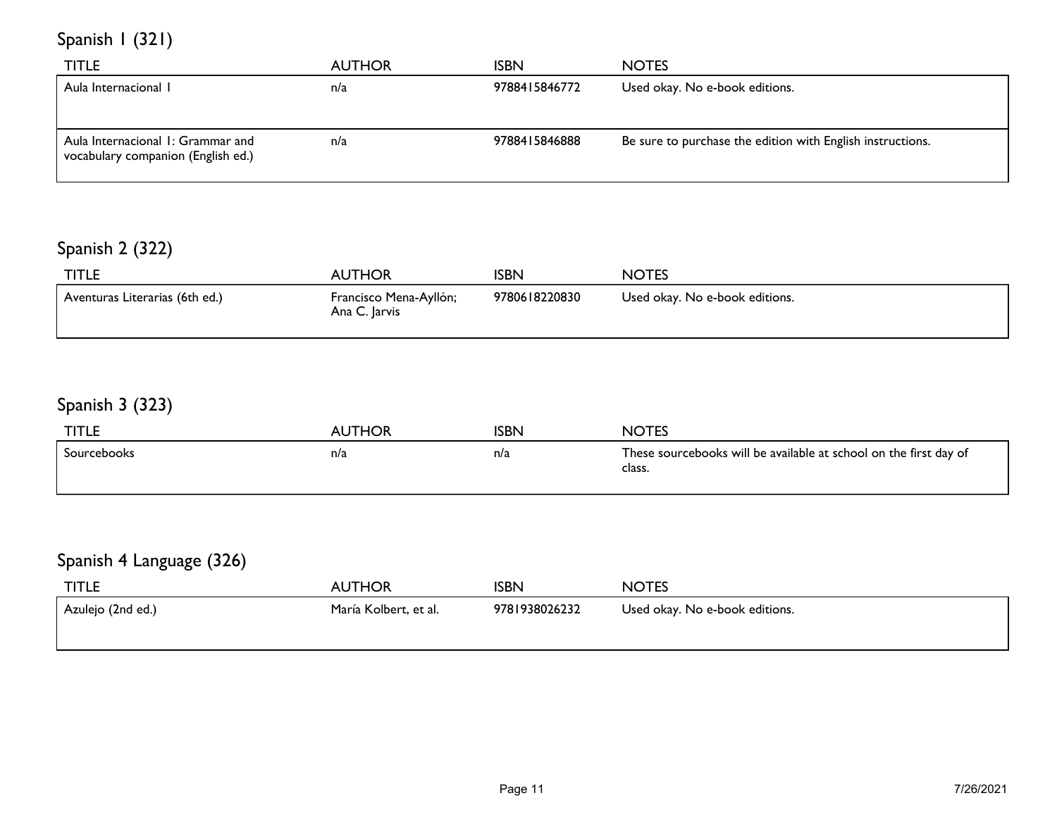## Spanish 1 (321)

| TITLE | AUTHOR | ISBN | NOTES |
| --- | --- | --- | --- |
| Aula Internacional 1 | n/a | 9788415846772 | Used okay. No e-book editions. |
| Aula Internacional 1: Grammar and vocabulary companion (English ed.) | n/a | 9788415846888 | Be sure to purchase the edition with English instructions. |

## Spanish 2 (322)

| TITLE | AUTHOR | ISBN | NOTES |
| --- | --- | --- | --- |
| Aventuras Literarias (6th ed.) | Francisco Mena-Ayllón; Ana C. Jarvis | 9780618220830 | Used okay. No e-book editions. |

## Spanish 3 (323)

| TITLE | AUTHOR | ISBN | NOTES |
| --- | --- | --- | --- |
| Sourcebooks | n/a | n/a | These sourcebooks will be available at school on the first day of class. |

## Spanish 4 Language (326)

| TITLE | AUTHOR | ISBN | NOTES |
| --- | --- | --- | --- |
| Azulejo (2nd ed.) | María Kolbert, et al. | 9781938026232 | Used okay. No e-book editions. |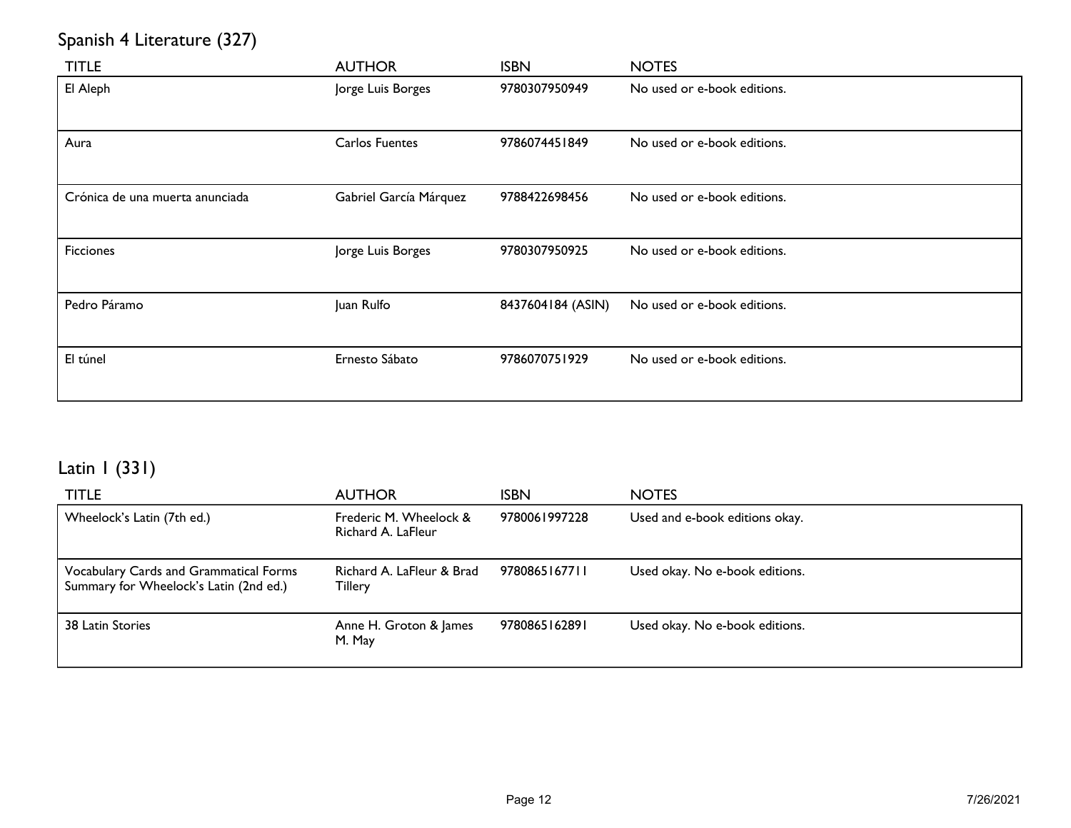## Spanish 4 Literature (327)

| TITLE | AUTHOR | ISBN | NOTES |
|---|---|---|---|
| El Aleph | Jorge Luis Borges | 9780307950949 | No used or e-book editions. |
| Aura | Carlos Fuentes | 9786074451849 | No used or e-book editions. |
| Crónica de una muerta anunciada | Gabriel García Márquez | 9788422698456 | No used or e-book editions. |
| Ficciones | Jorge Luis Borges | 9780307950925 | No used or e-book editions. |
| Pedro Páramo | Juan Rulfo | 8437604184 (ASIN) | No used or e-book editions. |
| El túnel | Ernesto Sábato | 9786070751929 | No used or e-book editions. |

## Latin 1 (331)

| TITLE | AUTHOR | ISBN | NOTES |
|---|---|---|---|
| Wheelock's Latin (7th ed.) | Frederic M. Wheelock & Richard A. LaFleur | 9780061997228 | Used and e-book editions okay. |
| Vocabulary Cards and Grammatical Forms Summary for Wheelock's Latin (2nd ed.) | Richard A. LaFleur & Brad Tillery | 9780865167711 | Used okay. No e-book editions. |
| 38 Latin Stories | Anne H. Groton & James M. May | 9780865162891 | Used okay. No e-book editions. |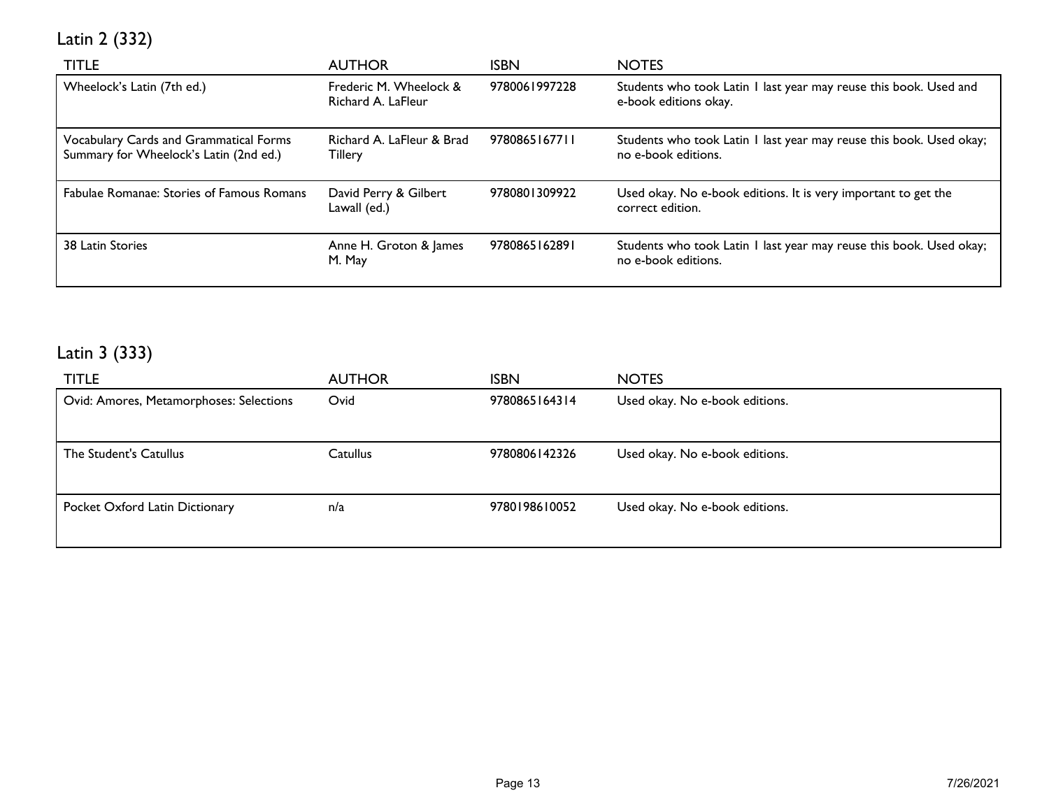## Latin 2 (332)

| TITLE | AUTHOR | ISBN | NOTES |
| --- | --- | --- | --- |
| Wheelock's Latin (7th ed.) | Frederic M. Wheelock & Richard A. LaFleur | 9780061997228 | Students who took Latin 1 last year may reuse this book. Used and e-book editions okay. |
| Vocabulary Cards and Grammatical Forms Summary for Wheelock's Latin (2nd ed.) | Richard A. LaFleur & Brad Tillery | 9780865167711 | Students who took Latin 1 last year may reuse this book. Used okay; no e-book editions. |
| Fabulae Romanae: Stories of Famous Romans | David Perry & Gilbert Lawall (ed.) | 9780801309922 | Used okay. No e-book editions. It is very important to get the correct edition. |
| 38 Latin Stories | Anne H. Groton & James M. May | 9780865162891 | Students who took Latin 1 last year may reuse this book. Used okay; no e-book editions. |

## Latin 3 (333)

| TITLE | AUTHOR | ISBN | NOTES |
| --- | --- | --- | --- |
| Ovid: Amores, Metamorphoses: Selections | Ovid | 9780865164314 | Used okay. No e-book editions. |
| The Student's Catullus | Catullus | 9780806142326 | Used okay. No e-book editions. |
| Pocket Oxford Latin Dictionary | n/a | 9780198610052 | Used okay. No e-book editions. |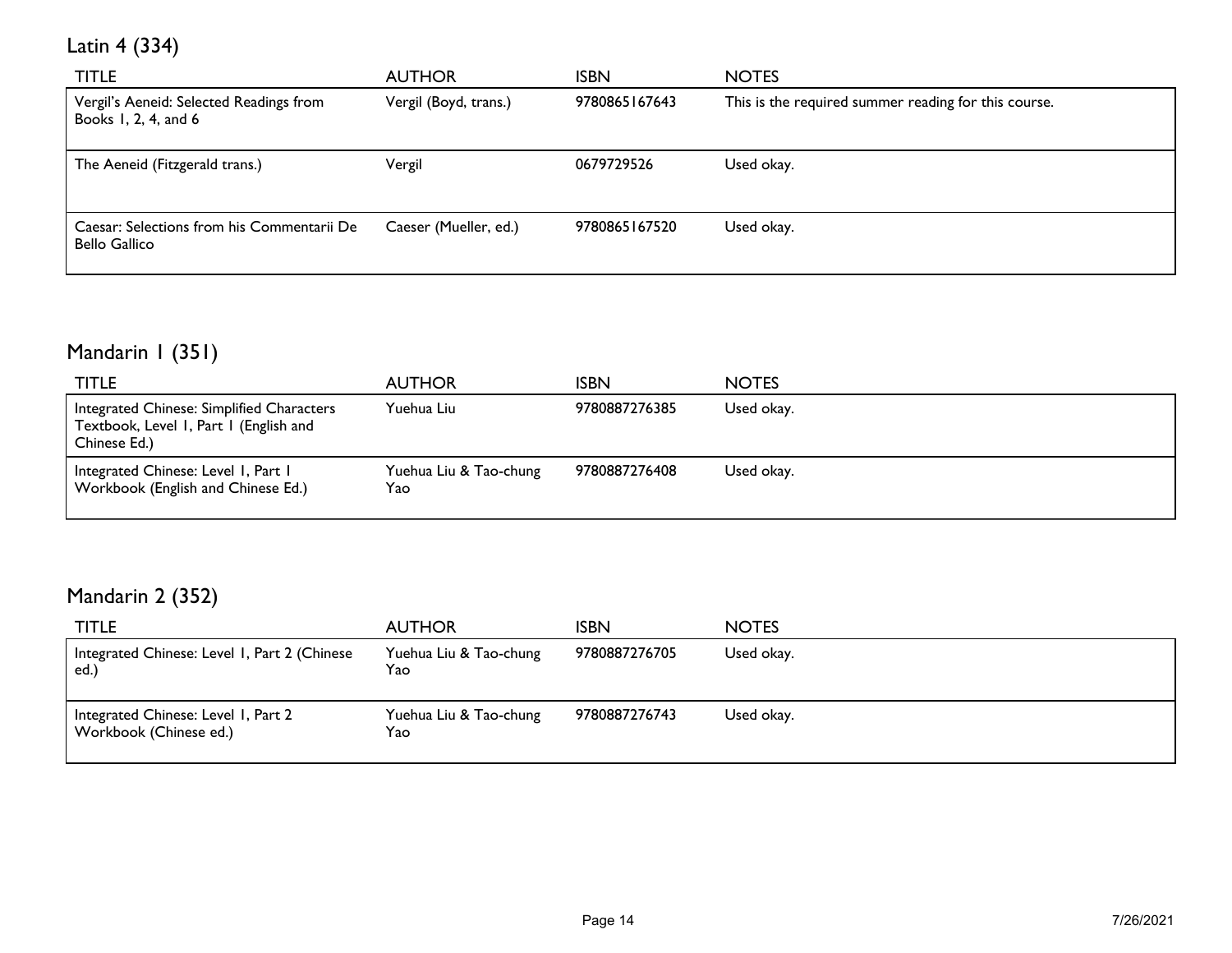## Latin 4 (334)

| TITLE | AUTHOR | ISBN | NOTES |
| --- | --- | --- | --- |
| Vergil's Aeneid: Selected Readings from Books 1, 2, 4, and 6 | Vergil (Boyd, trans.) | 9780865167643 | This is the required summer reading for this course. |
| The Aeneid (Fitzgerald trans.) | Vergil | 0679729526 | Used okay. |
| Caesar: Selections from his Commentarii De Bello Gallico | Caeser (Mueller, ed.) | 9780865167520 | Used okay. |

## Mandarin 1 (351)

| TITLE | AUTHOR | ISBN | NOTES |
| --- | --- | --- | --- |
| Integrated Chinese: Simplified Characters Textbook, Level 1, Part 1 (English and Chinese Ed.) | Yuehua Liu | 9780887276385 | Used okay. |
| Integrated Chinese: Level 1, Part 1 Workbook (English and Chinese Ed.) | Yuehua Liu & Tao-chung Yao | 9780887276408 | Used okay. |

## Mandarin 2 (352)

| TITLE | AUTHOR | ISBN | NOTES |
| --- | --- | --- | --- |
| Integrated Chinese: Level 1, Part 2 (Chinese ed.) | Yuehua Liu & Tao-chung Yao | 9780887276705 | Used okay. |
| Integrated Chinese: Level 1, Part 2 Workbook (Chinese ed.) | Yuehua Liu & Tao-chung Yao | 9780887276743 | Used okay. |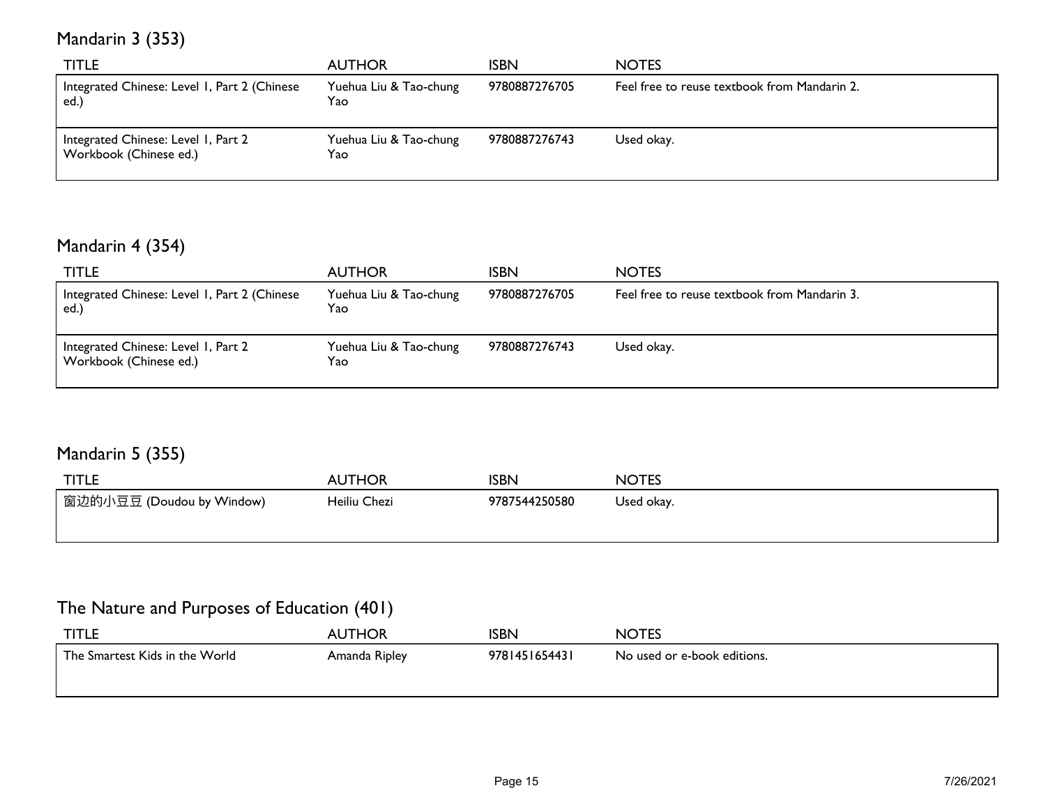## Mandarin 3 (353)

| TITLE | AUTHOR | ISBN | NOTES |
| --- | --- | --- | --- |
| Integrated Chinese: Level 1, Part 2 (Chinese ed.) | Yuehua Liu & Tao-chung Yao | 9780887276705 | Feel free to reuse textbook from Mandarin 2. |
| Integrated Chinese: Level 1, Part 2 Workbook (Chinese ed.) | Yuehua Liu & Tao-chung Yao | 9780887276743 | Used okay. |

## Mandarin 4 (354)

| TITLE | AUTHOR | ISBN | NOTES |
| --- | --- | --- | --- |
| Integrated Chinese: Level 1, Part 2 (Chinese ed.) | Yuehua Liu & Tao-chung Yao | 9780887276705 | Feel free to reuse textbook from Mandarin 3. |
| Integrated Chinese: Level 1, Part 2 Workbook (Chinese ed.) | Yuehua Liu & Tao-chung Yao | 9780887276743 | Used okay. |

## Mandarin 5 (355)

| TITLE | AUTHOR | ISBN | NOTES |
| --- | --- | --- | --- |
| 窗边的小豆豆 (Doudou by Window) | Heiliu Chezi | 9787544250580 | Used okay. |

## The Nature and Purposes of Education (401)

| TITLE | AUTHOR | ISBN | NOTES |
| --- | --- | --- | --- |
| The Smartest Kids in the World | Amanda Ripley | 9781451654431 | No used or e-book editions. |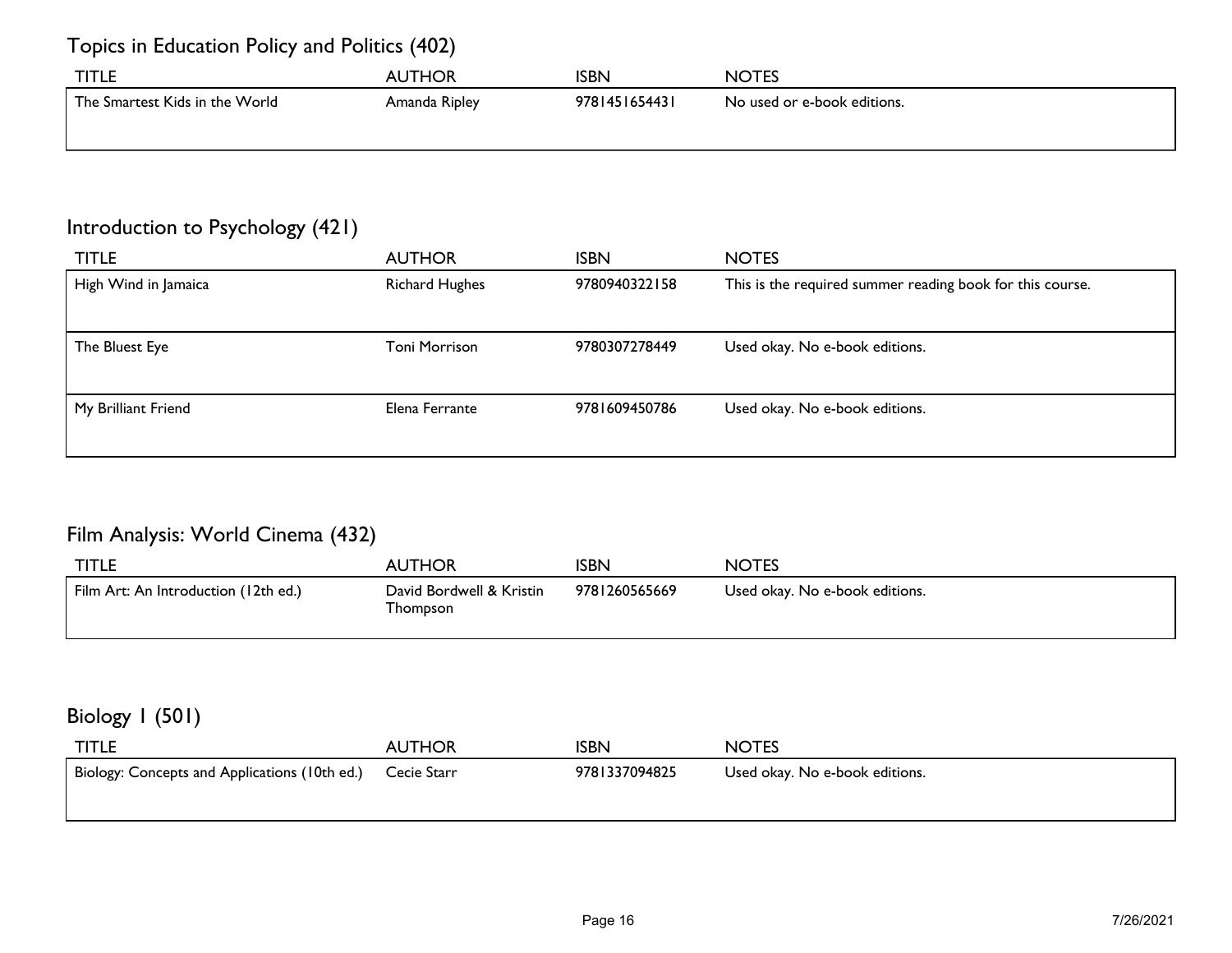## Topics in Education Policy and Politics (402)

| TITLE | AUTHOR | ISBN | NOTES |
|---|---|---|---|
| The Smartest Kids in the World | Amanda Ripley | 9781451654431 | No used or e-book editions. |

## Introduction to Psychology (421)

| TITLE | AUTHOR | ISBN | NOTES |
|---|---|---|---|
| High Wind in Jamaica | Richard Hughes | 9780940322158 | This is the required summer reading book for this course. |
| The Bluest Eye | Toni Morrison | 9780307278449 | Used okay. No e-book editions. |
| My Brilliant Friend | Elena Ferrante | 9781609450786 | Used okay. No e-book editions. |

## Film Analysis: World Cinema (432)

| TITLE | AUTHOR | ISBN | NOTES |
|---|---|---|---|
| Film Art: An Introduction (12th ed.) | David Bordwell & Kristin Thompson | 9781260565669 | Used okay. No e-book editions. |

## Biology 1 (501)

| TITLE | AUTHOR | ISBN | NOTES |
|---|---|---|---|
| Biology: Concepts and Applications (10th ed.) | Cecie Starr | 9781337094825 | Used okay. No e-book editions. |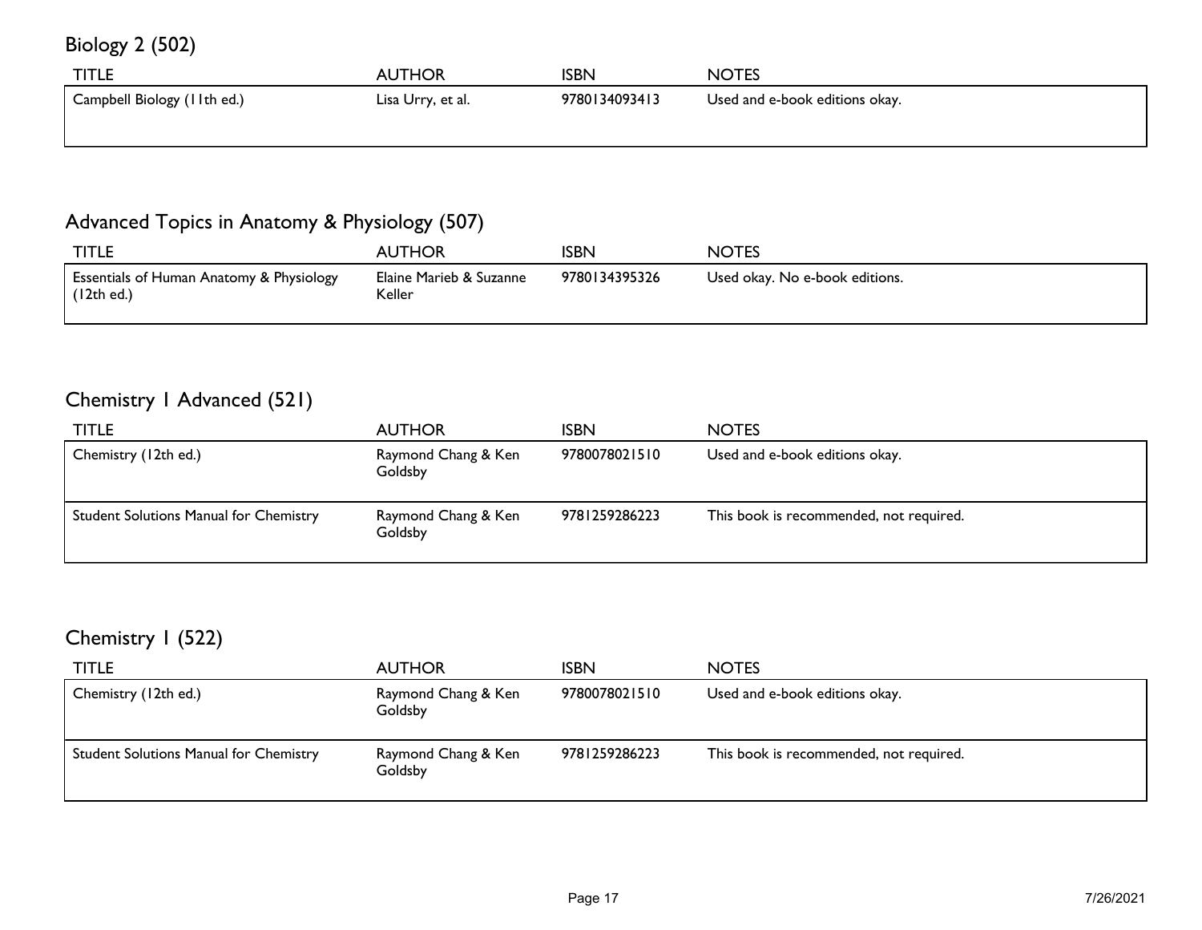## Biology 2 (502)

| TITLE | AUTHOR | ISBN | NOTES |
| --- | --- | --- | --- |
| Campbell Biology (11th ed.) | Lisa Urry, et al. | 9780134093413 | Used and e-book editions okay. |

## Advanced Topics in Anatomy & Physiology (507)

| TITLE | AUTHOR | ISBN | NOTES |
| --- | --- | --- | --- |
| Essentials of Human Anatomy & Physiology (12th ed.) | Elaine Marieb & Suzanne Keller | 9780134395326 | Used okay. No e-book editions. |

## Chemistry 1 Advanced (521)

| TITLE | AUTHOR | ISBN | NOTES |
| --- | --- | --- | --- |
| Chemistry (12th ed.) | Raymond Chang & Ken Goldsby | 9780078021510 | Used and e-book editions okay. |
| Student Solutions Manual for Chemistry | Raymond Chang & Ken Goldsby | 9781259286223 | This book is recommended, not required. |

## Chemistry 1 (522)

| TITLE | AUTHOR | ISBN | NOTES |
| --- | --- | --- | --- |
| Chemistry (12th ed.) | Raymond Chang & Ken Goldsby | 9780078021510 | Used and e-book editions okay. |
| Student Solutions Manual for Chemistry | Raymond Chang & Ken Goldsby | 9781259286223 | This book is recommended, not required. |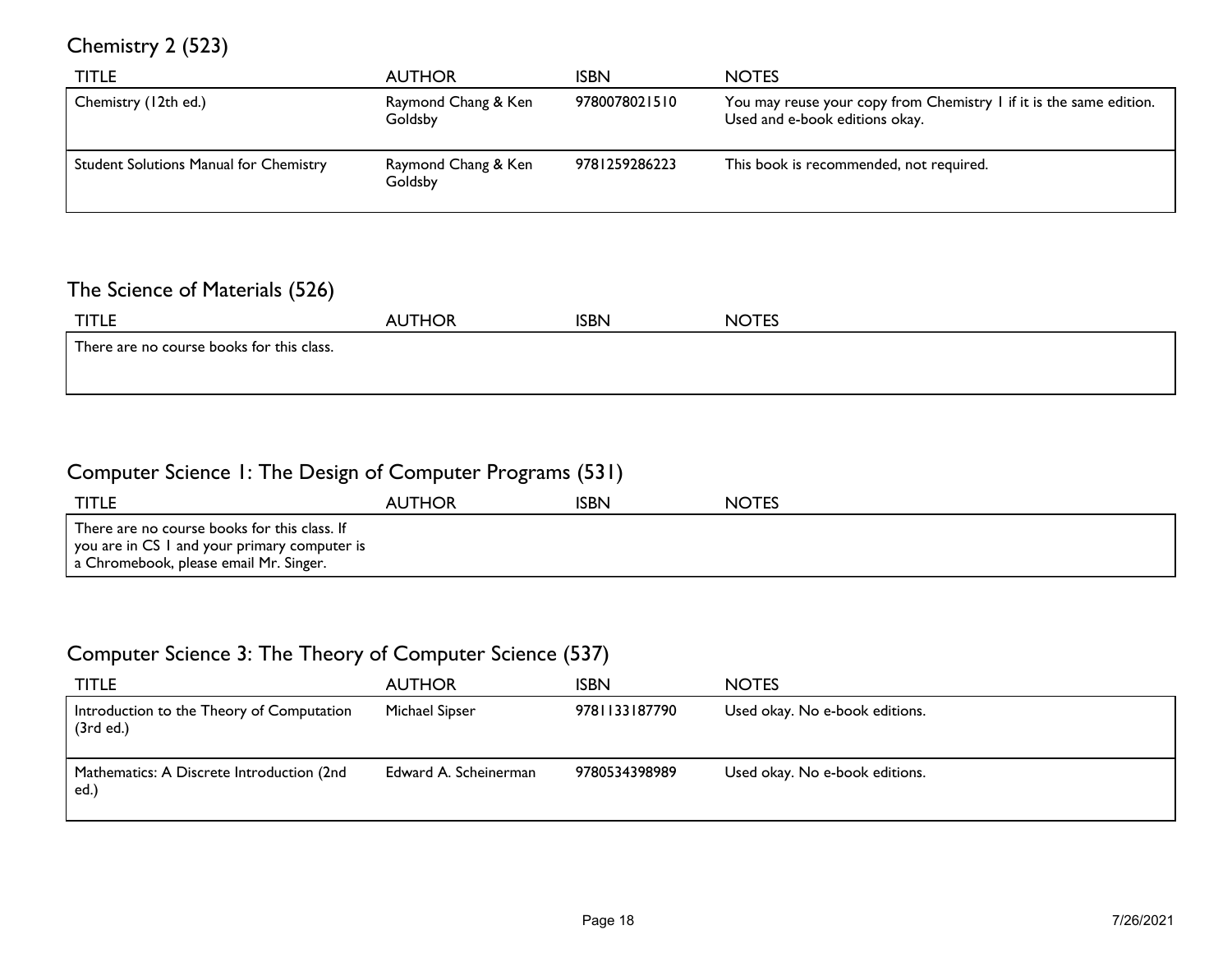## Chemistry 2 (523)

| TITLE | AUTHOR | ISBN | NOTES |
|---|---|---|---|
| Chemistry (12th ed.) | Raymond Chang & Ken Goldsby | 9780078021510 | You may reuse your copy from Chemistry 1 if it is the same edition. Used and e-book editions okay. |
| Student Solutions Manual for Chemistry | Raymond Chang & Ken Goldsby | 9781259286223 | This book is recommended, not required. |

## The Science of Materials (526)

| TITLE | AUTHOR | ISBN | NOTES |
|---|---|---|---|
| There are no course books for this class. | | | |

## Computer Science 1: The Design of Computer Programs (531)

| TITLE | AUTHOR | ISBN | NOTES |
|---|---|---|---|
| There are no course books for this class. If you are in CS 1 and your primary computer is a Chromebook, please email Mr. Singer. | | | |

## Computer Science 3: The Theory of Computer Science (537)

| TITLE | AUTHOR | ISBN | NOTES |
|---|---|---|---|
| Introduction to the Theory of Computation (3rd ed.) | Michael Sipser | 9781133187790 | Used okay. No e-book editions. |
| Mathematics: A Discrete Introduction (2nd ed.) | Edward A. Scheinerman | 9780534398989 | Used okay. No e-book editions. |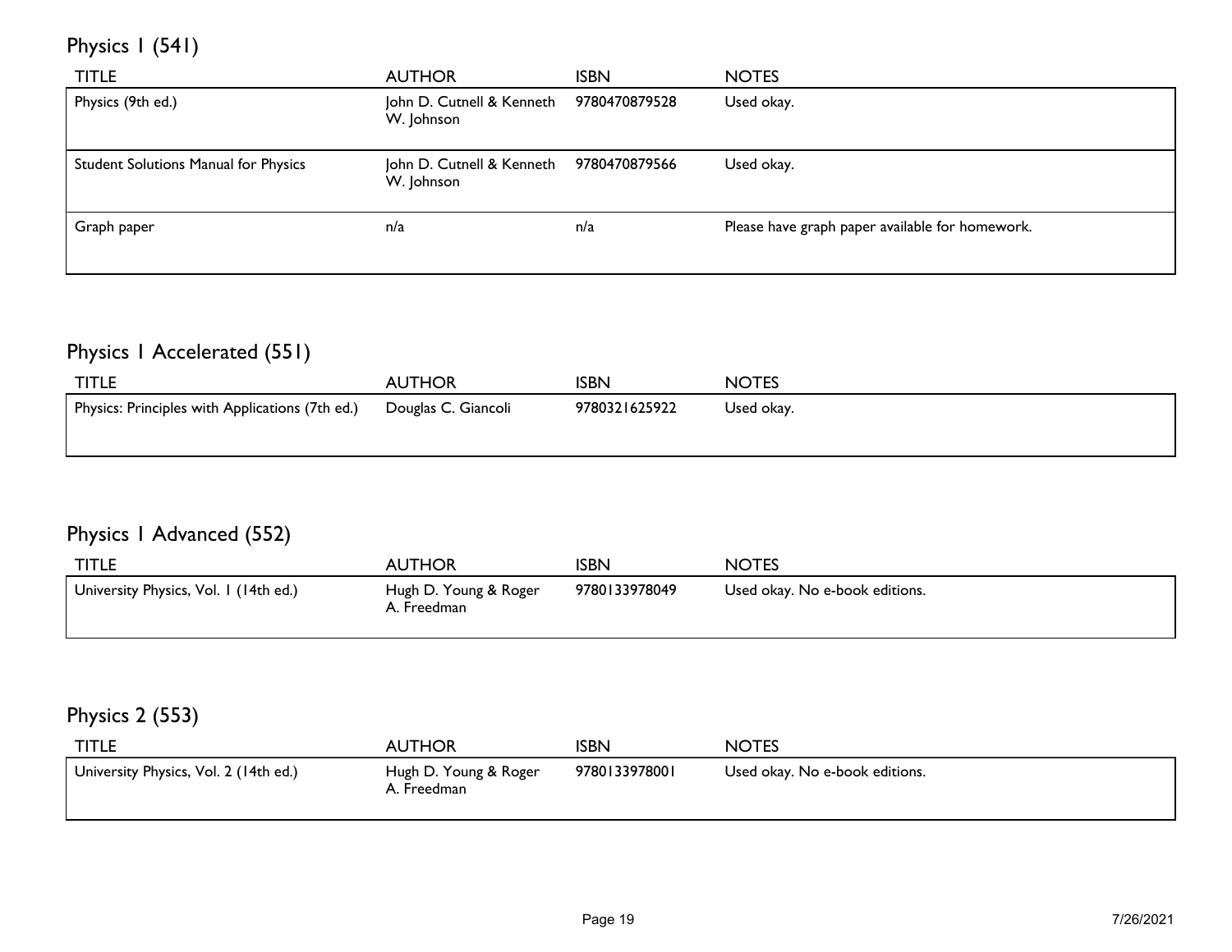## Physics I (541)

| TITLE | AUTHOR | ISBN | NOTES |
| --- | --- | --- | --- |
| Physics (9th ed.) | John D. Cutnell & Kenneth W. Johnson | 9780470879528 | Used okay. |
| Student Solutions Manual for Physics | John D. Cutnell & Kenneth W. Johnson | 9780470879566 | Used okay. |
| Graph paper | n/a | n/a | Please have graph paper available for homework. |

## Physics I Accelerated (551)

| TITLE | AUTHOR | ISBN | NOTES |
| --- | --- | --- | --- |
| Physics: Principles with Applications (7th ed.) | Douglas C. Giancoli | 9780321625922 | Used okay. |

## Physics I Advanced (552)

| TITLE | AUTHOR | ISBN | NOTES |
| --- | --- | --- | --- |
| University Physics, Vol. 1 (14th ed.) | Hugh D. Young & Roger A. Freedman | 9780133978049 | Used okay. No e-book editions. |

## Physics 2 (553)

| TITLE | AUTHOR | ISBN | NOTES |
| --- | --- | --- | --- |
| University Physics, Vol. 2 (14th ed.) | Hugh D. Young & Roger A. Freedman | 9780133978001 | Used okay. No e-book editions. |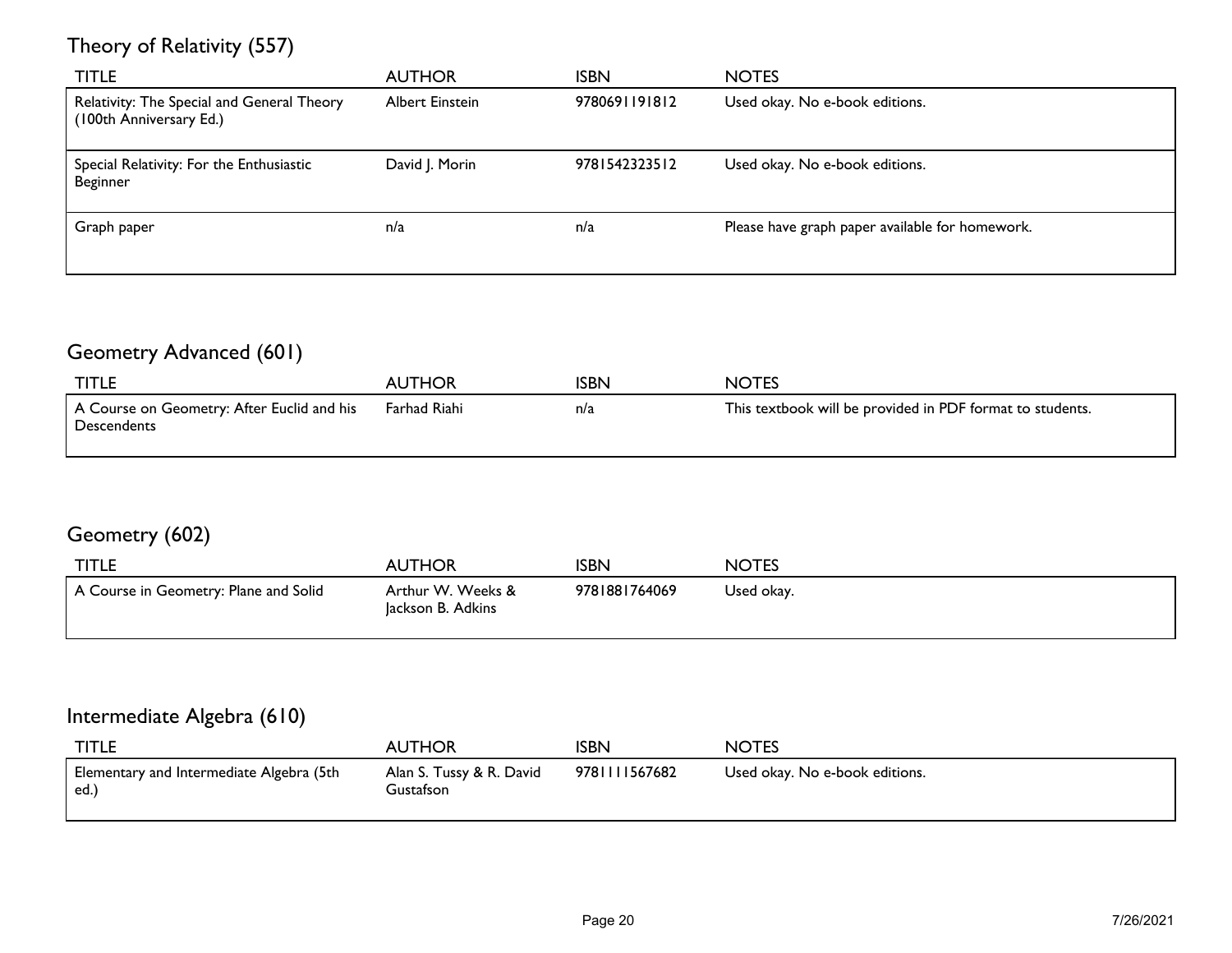## Theory of Relativity (557)

| TITLE | AUTHOR | ISBN | NOTES |
| --- | --- | --- | --- |
| Relativity: The Special and General Theory (100th Anniversary Ed.) | Albert Einstein | 9780691191812 | Used okay. No e-book editions. |
| Special Relativity: For the Enthusiastic Beginner | David J. Morin | 9781542323512 | Used okay. No e-book editions. |
| Graph paper | n/a | n/a | Please have graph paper available for homework. |

## Geometry Advanced (601)

| TITLE | AUTHOR | ISBN | NOTES |
| --- | --- | --- | --- |
| A Course on Geometry: After Euclid and his Descendents | Farhad Riahi | n/a | This textbook will be provided in PDF format to students. |

## Geometry (602)

| TITLE | AUTHOR | ISBN | NOTES |
| --- | --- | --- | --- |
| A Course in Geometry: Plane and Solid | Arthur W. Weeks & Jackson B. Adkins | 9781881764069 | Used okay. |

## Intermediate Algebra (610)

| TITLE | AUTHOR | ISBN | NOTES |
| --- | --- | --- | --- |
| Elementary and Intermediate Algebra (5th ed.) | Alan S. Tussy & R. David Gustafson | 9781111567682 | Used okay. No e-book editions. |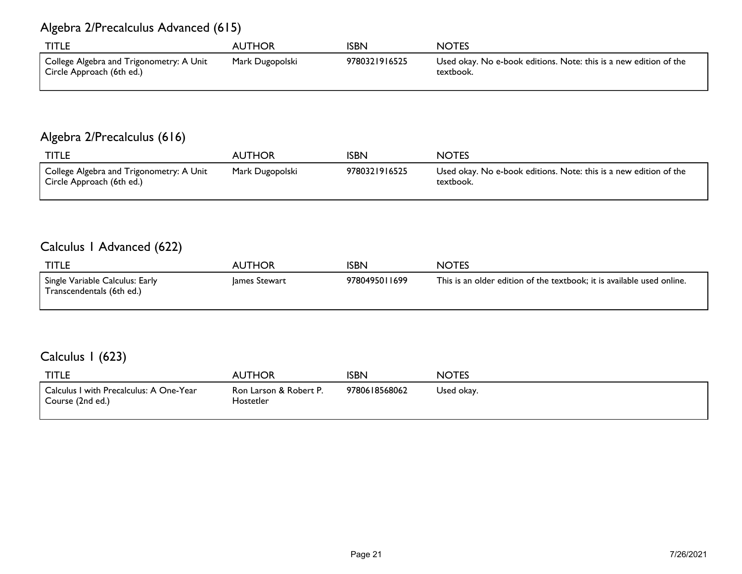## Algebra 2/Precalculus Advanced (615)

| TITLE | AUTHOR | ISBN | NOTES |
| --- | --- | --- | --- |
| College Algebra and Trigonometry: A Unit Circle Approach (6th ed.) | Mark Dugopolski | 9780321916525 | Used okay. No e-book editions. Note: this is a new edition of the textbook. |

## Algebra 2/Precalculus (616)

| TITLE | AUTHOR | ISBN | NOTES |
| --- | --- | --- | --- |
| College Algebra and Trigonometry: A Unit Circle Approach (6th ed.) | Mark Dugopolski | 9780321916525 | Used okay. No e-book editions. Note: this is a new edition of the textbook. |

## Calculus I Advanced (622)

| TITLE | AUTHOR | ISBN | NOTES |
| --- | --- | --- | --- |
| Single Variable Calculus: Early Transcendentals (6th ed.) | James Stewart | 9780495011699 | This is an older edition of the textbook; it is available used online. |

## Calculus I (623)

| TITLE | AUTHOR | ISBN | NOTES |
| --- | --- | --- | --- |
| Calculus I with Precalculus: A One-Year Course (2nd ed.) | Ron Larson & Robert P. Hostetler | 9780618568062 | Used okay. |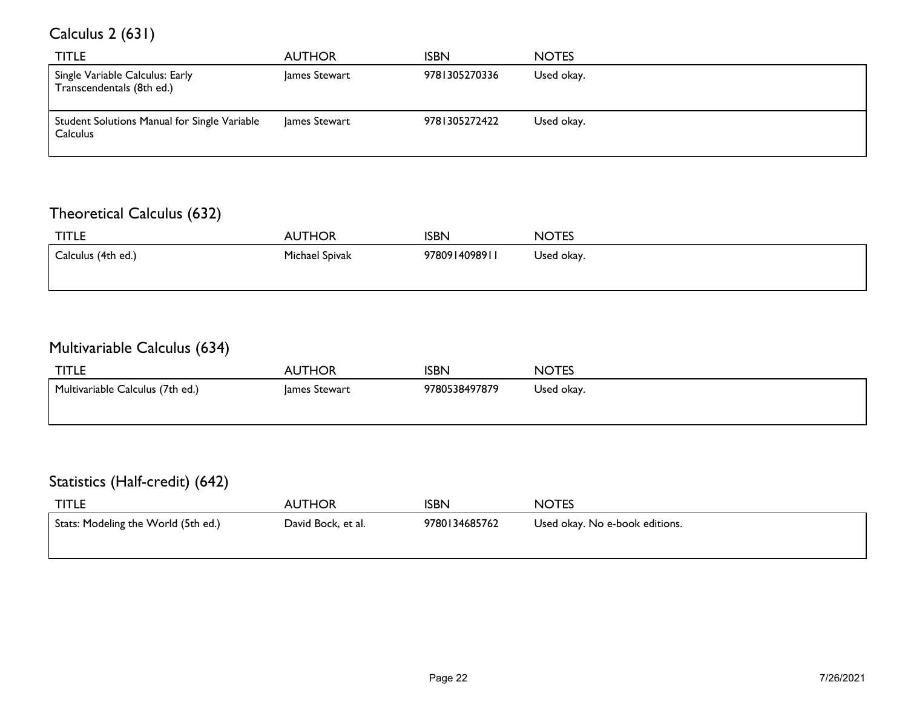## Calculus 2 (631)

| TITLE | AUTHOR | ISBN | NOTES |
|---|---|---|---|
| Single Variable Calculus: Early Transcendentals (8th ed.) | James Stewart | 9781305270336 | Used okay. |
| Student Solutions Manual for Single Variable Calculus | James Stewart | 9781305272422 | Used okay. |

## Theoretical Calculus (632)

| TITLE | AUTHOR | ISBN | NOTES |
|---|---|---|---|
| Calculus (4th ed.) | Michael Spivak | 9780914098911 | Used okay. |

## Multivariable Calculus (634)

| TITLE | AUTHOR | ISBN | NOTES |
|---|---|---|---|
| Multivariable Calculus (7th ed.) | James Stewart | 9780538497879 | Used okay. |

## Statistics (Half-credit) (642)

| TITLE | AUTHOR | ISBN | NOTES |
|---|---|---|---|
| Stats: Modeling the World (5th ed.) | David Bock, et al. | 9780134685762 | Used okay. No e-book editions. |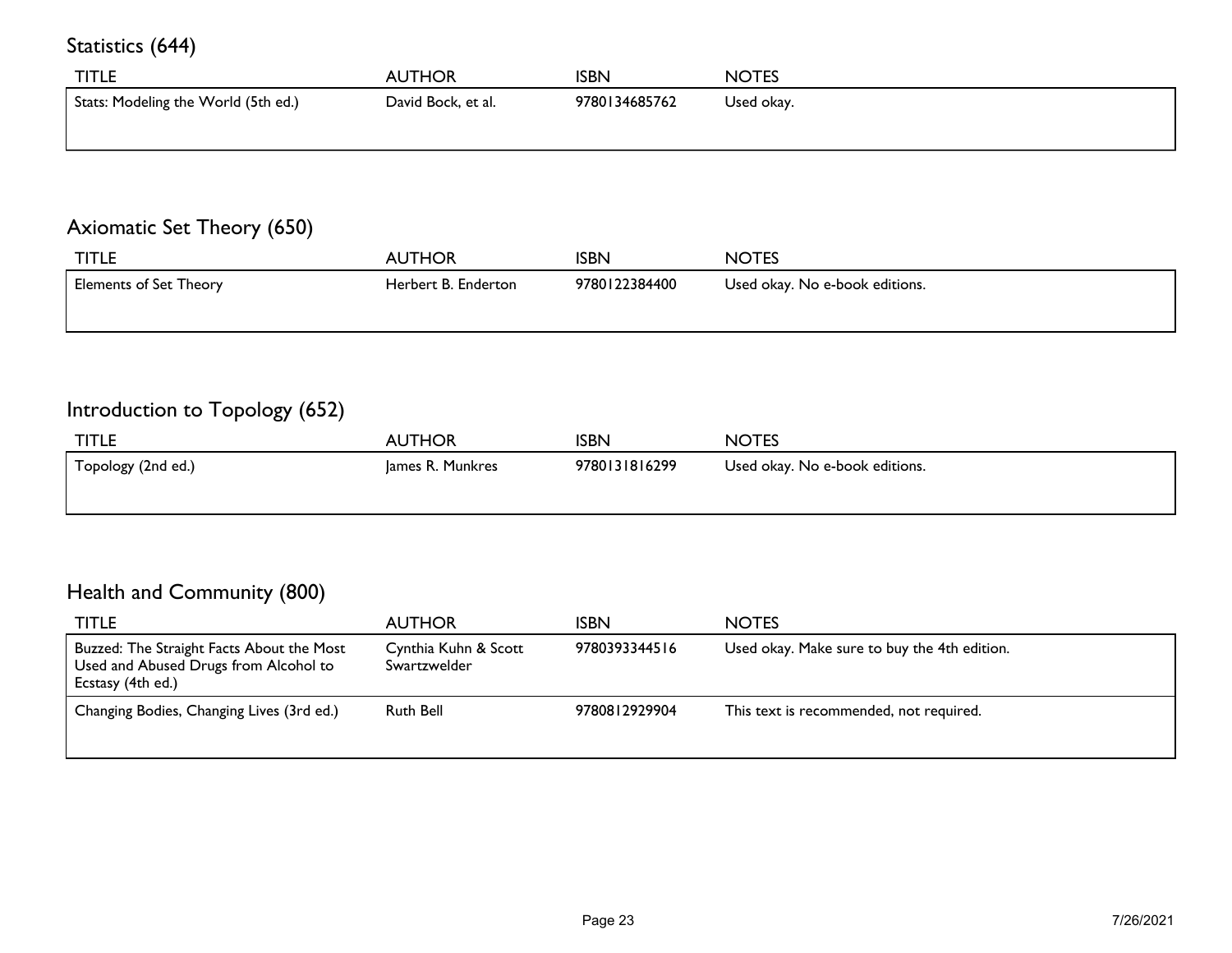## Statistics (644)

| TITLE | AUTHOR | ISBN | NOTES |
|---|---|---|---|
| Stats: Modeling the World (5th ed.) | David Bock, et al. | 9780134685762 | Used okay. |

## Axiomatic Set Theory (650)

| TITLE | AUTHOR | ISBN | NOTES |
|---|---|---|---|
| Elements of Set Theory | Herbert B. Enderton | 9780122384400 | Used okay. No e-book editions. |

## Introduction to Topology (652)

| TITLE | AUTHOR | ISBN | NOTES |
|---|---|---|---|
| Topology (2nd ed.) | James R. Munkres | 9780131816299 | Used okay. No e-book editions. |

## Health and Community (800)

| TITLE | AUTHOR | ISBN | NOTES |
|---|---|---|---|
| Buzzed: The Straight Facts About the Most Used and Abused Drugs from Alcohol to Ecstasy (4th ed.) | Cynthia Kuhn & Scott Swartzwelder | 9780393344516 | Used okay. Make sure to buy the 4th edition. |
| Changing Bodies, Changing Lives (3rd ed.) | Ruth Bell | 9780812929904 | This text is recommended, not required. |

7/26/2021